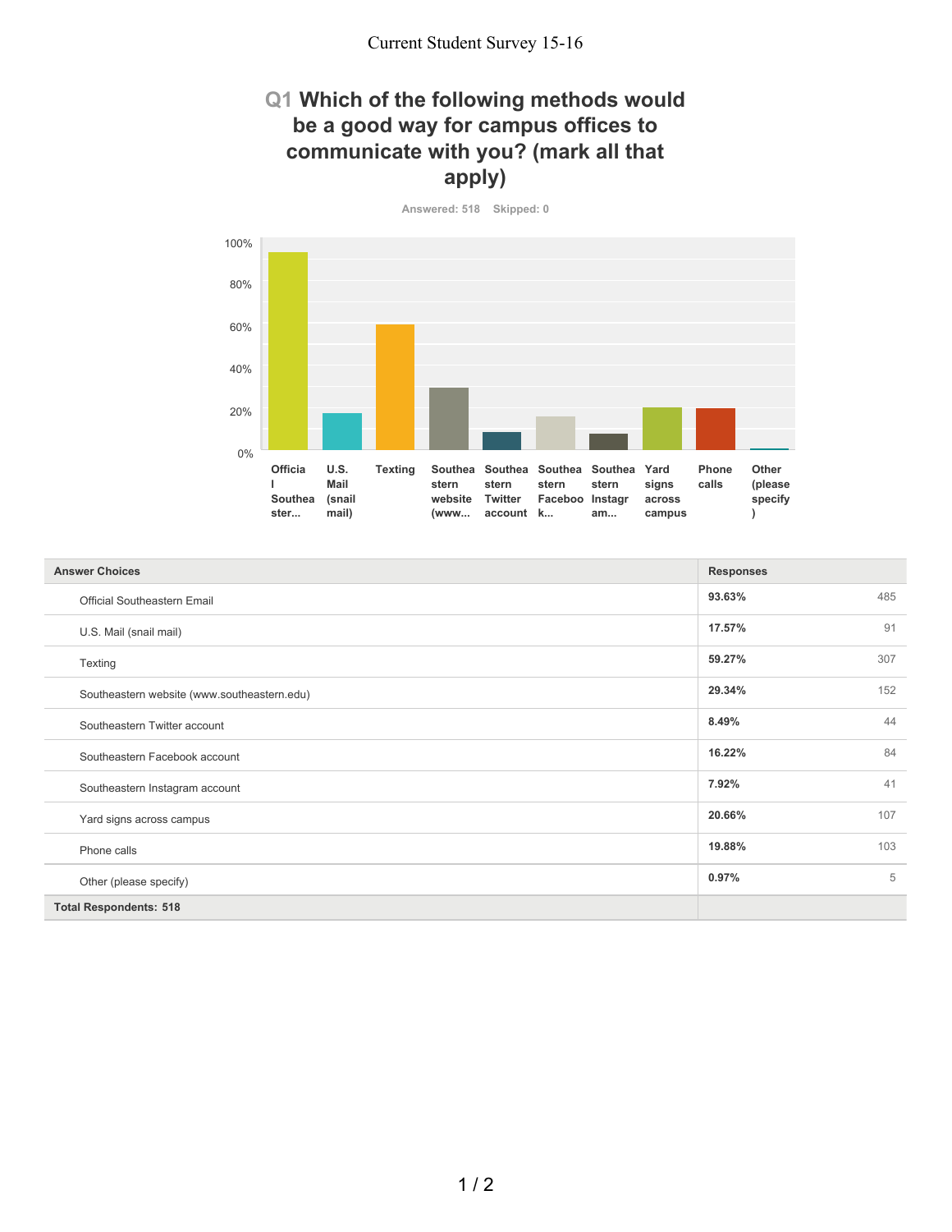# Current Student Survey 15-16

## Q1 Which of the following methods would be a good way for campus offices to communicate with you? (mark all that apply)

Answered: 518 Skipped: 0

| Answer Choices | Responses | |
|---|---|---|
| Official Southeastern Email | 93.63% | 485 |
| U.S. Mail (snail mail) | 17.57% | 91 |
| Texting | 59.27% | 307 |
| Southeastern website (www.southeastern.edu) | 29.34% | 152 |
| Southeastern Twitter account | 8.49% | 44 |
| Southeastern Facebook account | 16.22% | 84 |
| Southeastern Instagram account | 7.92% | 41 |
| Yard signs across campus | 20.66% | 107 |
| Phone calls | 19.88% | 103 |
| Other (please specify) | 0.97% | 5 |
| **Total Respondents: 518** | | |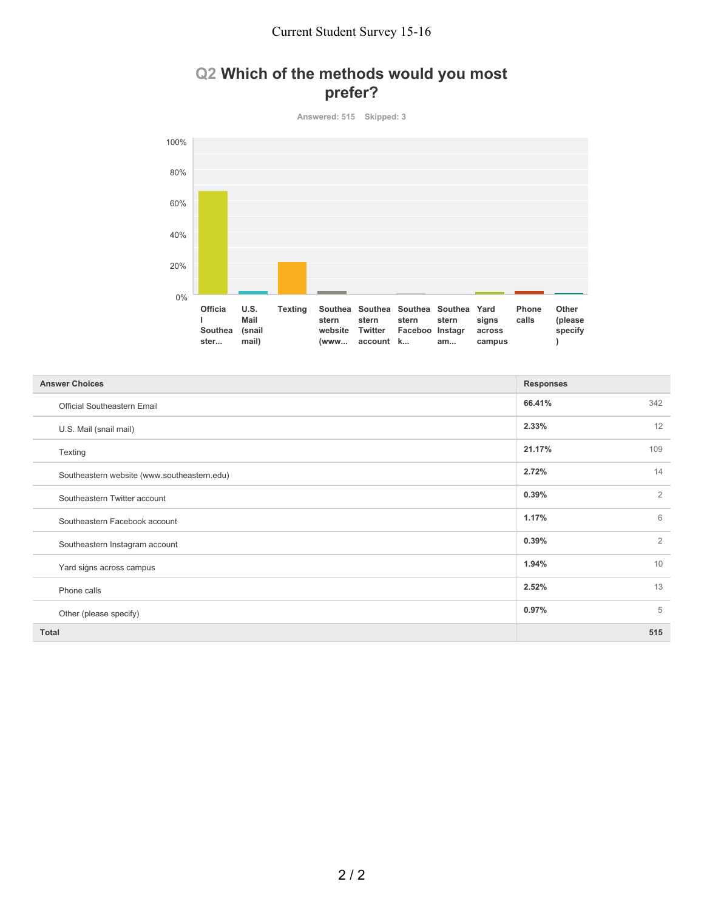## Q2 Which of the methods would you most prefer?

Answered: 515 Skipped: 3

100%
80%
60%
40%
20%
0%

Officia l Southea ster... U.S. Mail (snail mail) Texting Southea stern website (www... Southea stern Twitter account Southea stern Faceboo k... Southea stern Instagr am... Yard signs across campus Phone calls Other (please specify )

| Answer Choices | Responses | |
|---|---|---|
| Official Southeastern Email | 66.41% | 342 |
| U.S. Mail (snail mail) | 2.33% | 12 |
| Texting | 21.17% | 109 |
| Southeastern website (www.southeastern.edu) | 2.72% | 14 |
| Southeastern Twitter account | 0.39% | 2 |
| Southeastern Facebook account | 1.17% | 6 |
| Southeastern Instagram account | 0.39% | 2 |
| Yard signs across campus | 1.94% | 10 |
| Phone calls | 2.52% | 13 |
| Other (please specify) | 0.97% | 5 |
| **Total** | | **515** |